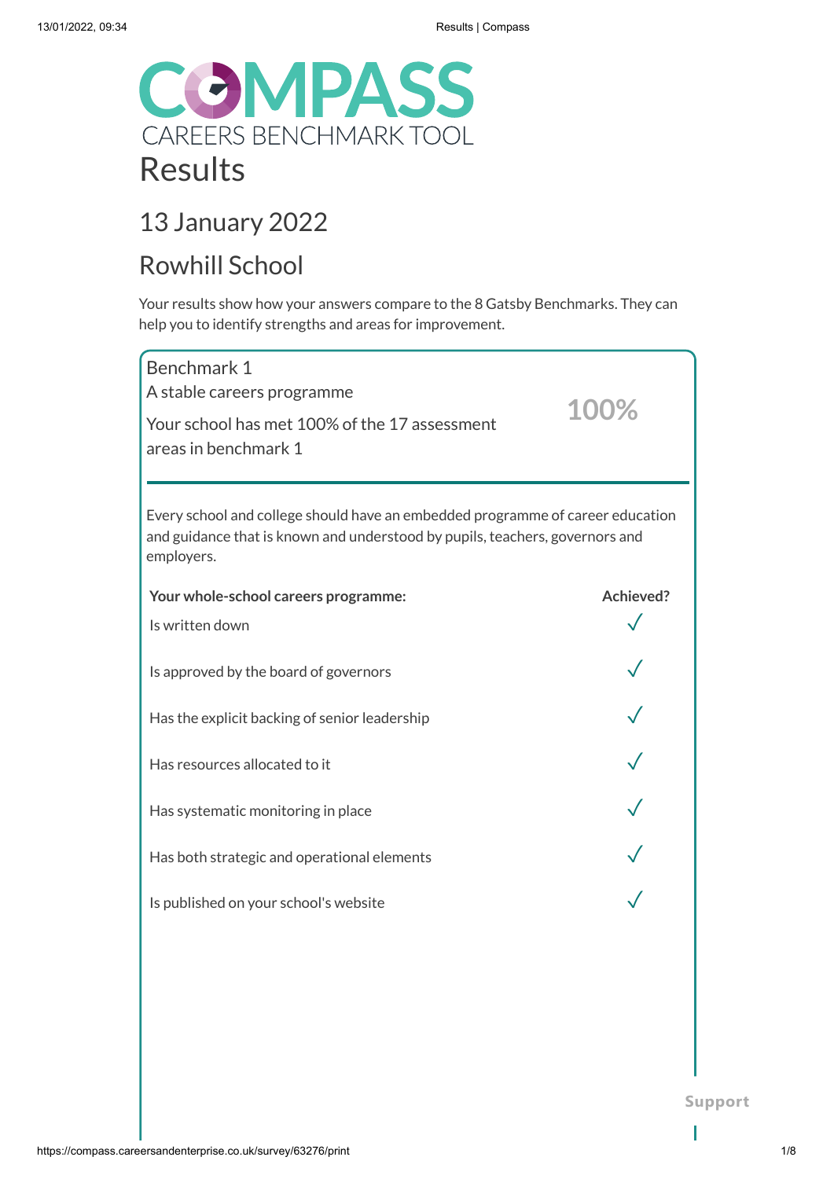# COMPASS

CAREERS BENCHMARK TOOL

# Results

## 13 January 2022

## Rowhill School

Your results show how your answers compare to the 8 Gatsby Benchmarks. They can help you to identify strengths and areas for improvement.

### Benchmark 1

A stable careers programme

Your school has met 100% of the 17 assessment areas in benchmark 1

**100%**

Every school and college should have an embedded programme of career education and guidance that is known and understood by pupils, teachers, governors and employers.

| Your whole-school careers programme: | Achieved? |
| --- | --- |
| Is written down | ✓ |
| Is approved by the board of governors | ✓ |
| Has the explicit backing of senior leadership | ✓ |
| Has resources allocated to it | ✓ |
| Has systematic monitoring in place | ✓ |
| Has both strategic and operational elements | ✓ |
| Is published on your school's website | ✓ |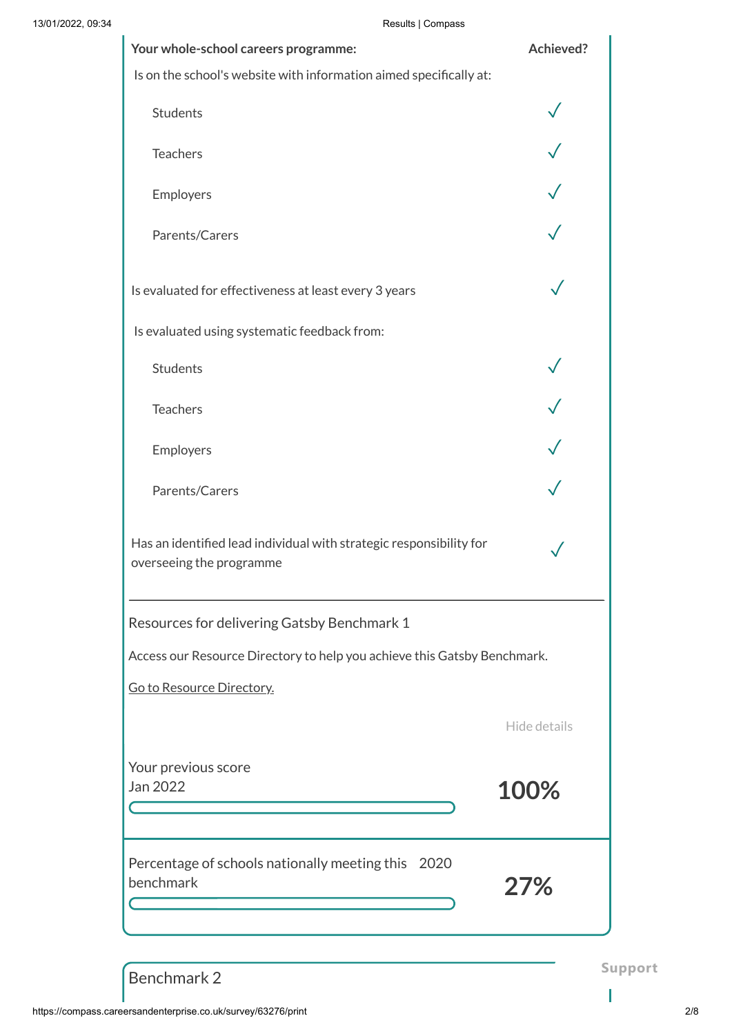| Your whole-school careers programme: | Achieved? |
| --- | --- |
| Is on the school's website with information aimed specifically at: | |
| Students | ✓ |
| Teachers | ✓ |
| Employers | ✓ |
| Parents/Carers | ✓ |
| Is evaluated for effectiveness at least every 3 years | ✓ |
| Is evaluated using systematic feedback from: | |
| Students | ✓ |
| Teachers | ✓ |
| Employers | ✓ |
| Parents/Carers | ✓ |
| Has an identified lead individual with strategic responsibility for overseeing the programme | ✓ |

Resources for delivering Gatsby Benchmark 1

Access our Resource Directory to help you achieve this Gatsby Benchmark.

Go to Resource Directory.

Hide details

Your previous score
Jan 2022

**100%**

Percentage of schools nationally meeting this benchmark 2020

**27%**

Benchmark 2

Support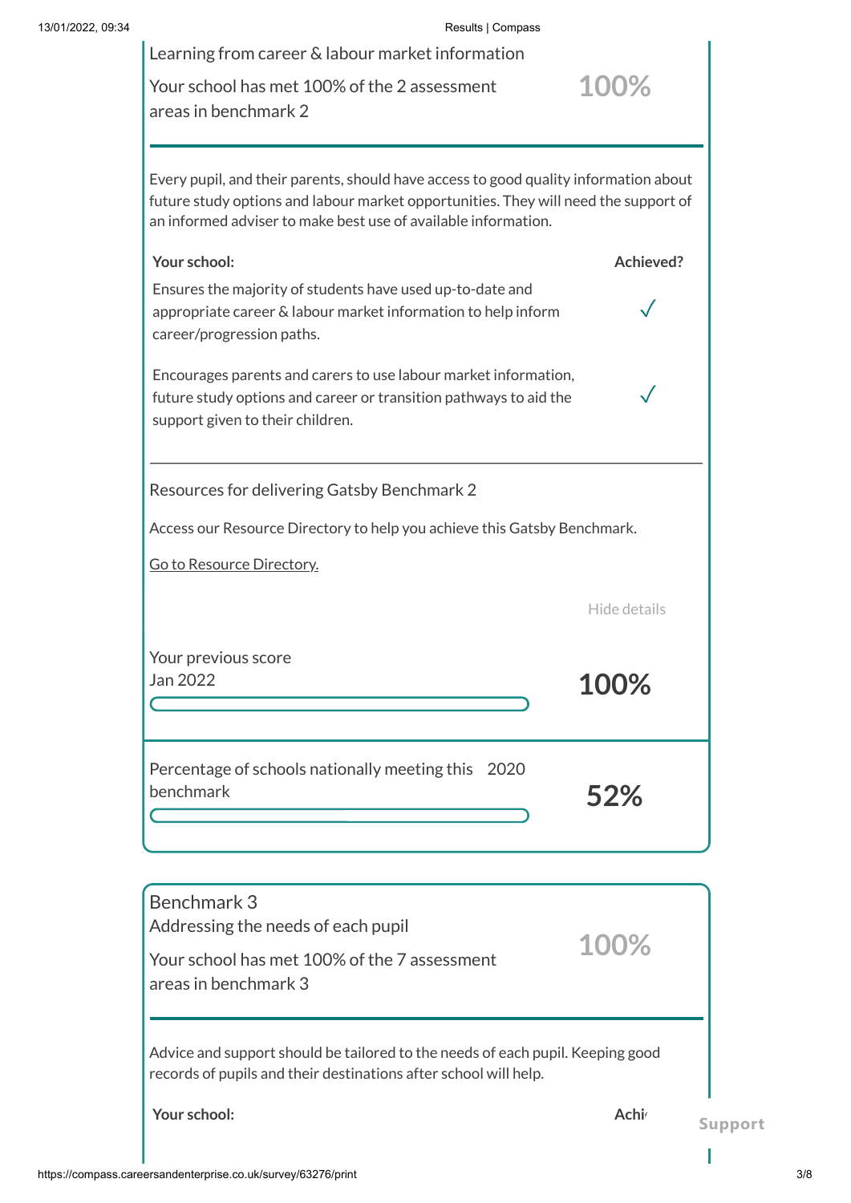Learning from career & labour market information

Your school has met 100% of the 2 assessment areas in benchmark 2

**100%**

Every pupil, and their parents, should have access to good quality information about future study options and labour market opportunities. They will need the support of an informed adviser to make best use of available information.

| **Your school:** | **Achieved?** |
| --- | --- |
| Ensures the majority of students have used up-to-date and appropriate career & labour market information to help inform career/progression paths. | ✓ |
| Encourages parents and carers to use labour market information, future study options and career or transition pathways to aid the support given to their children. | ✓ |

Resources for delivering Gatsby Benchmark 2

Access our Resource Directory to help you achieve this Gatsby Benchmark.

Go to Resource Directory.

Hide details

Your previous score
Jan 2022

**100%**

Percentage of schools nationally meeting this benchmark 2020

**52%**

## Benchmark 3

Addressing the needs of each pupil

Your school has met 100% of the 7 assessment areas in benchmark 3

**100%**

Advice and support should be tailored to the needs of each pupil. Keeping good records of pupils and their destinations after school will help.

| **Your school:** | **Achi** |
| --- | --- |

Support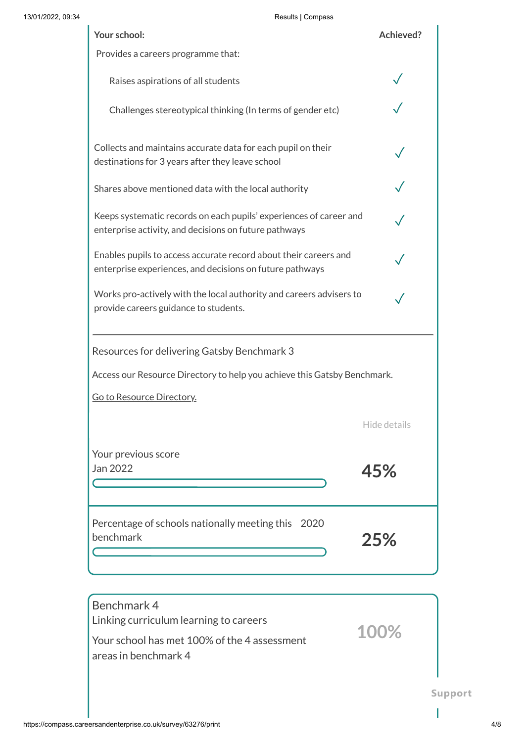| Your school: | Achieved? |
| --- | --- |
| Provides a careers programme that: | |
| Raises aspirations of all students | ✓ |
| Challenges stereotypical thinking (In terms of gender etc) | ✓ |
| Collects and maintains accurate data for each pupil on their destinations for 3 years after they leave school | ✓ |
| Shares above mentioned data with the local authority | ✓ |
| Keeps systematic records on each pupils' experiences of career and enterprise activity, and decisions on future pathways | ✓ |
| Enables pupils to access accurate record about their careers and enterprise experiences, and decisions on future pathways | ✓ |
| Works pro-actively with the local authority and careers advisers to provide careers guidance to students. | ✓ |

---

Resources for delivering Gatsby Benchmark 3

Access our Resource Directory to help you achieve this Gatsby Benchmark.

Go to Resource Directory.

Hide details

Your previous score
Jan 2022

**45%**

Percentage of schools nationally meeting this benchmark 2020

**25%**

Benchmark 4
Linking curriculum learning to careers

Your school has met 100% of the 4 assessment areas in benchmark 4

**100%**

Support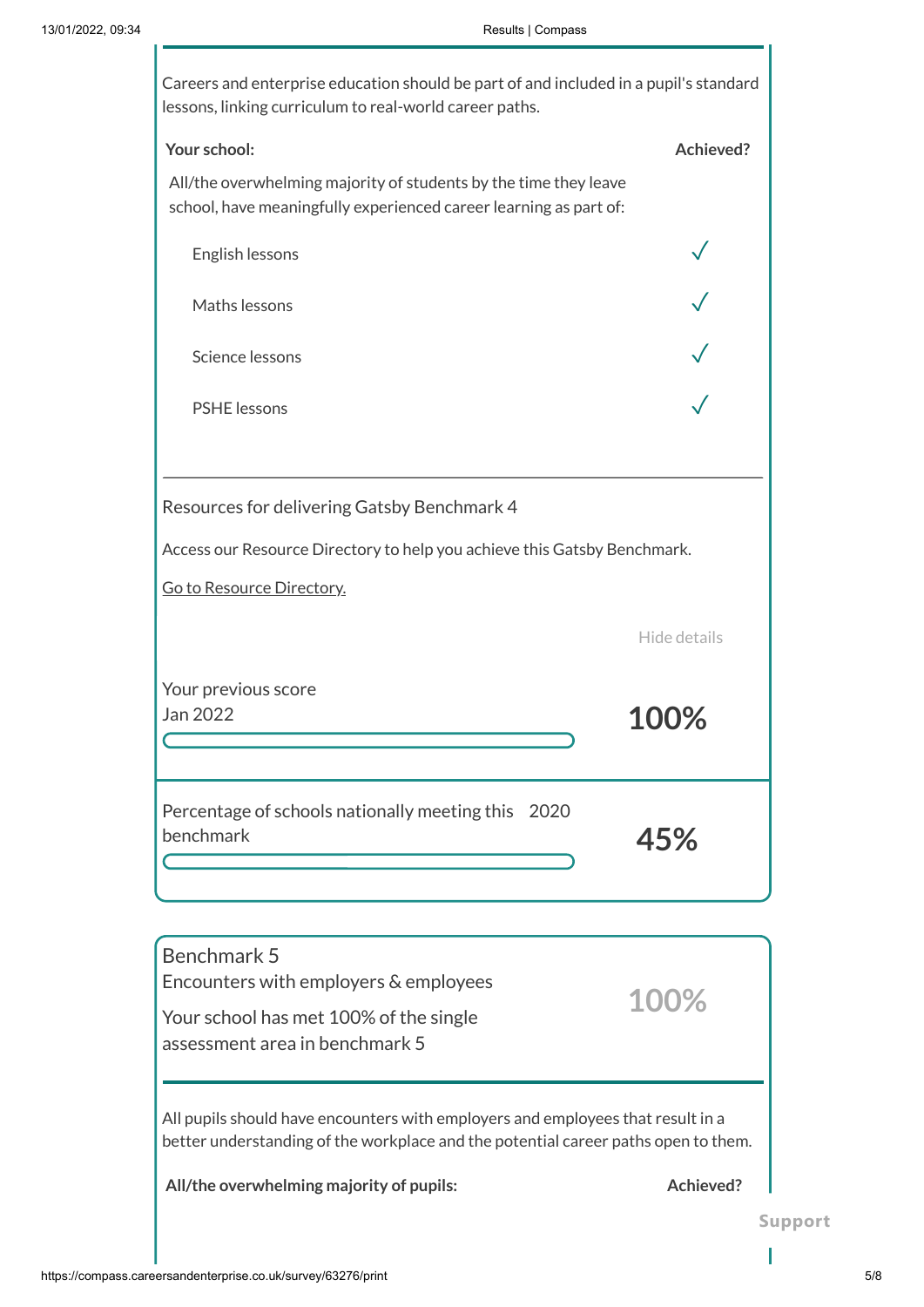Careers and enterprise education should be part of and included in a pupil's standard lessons, linking curriculum to real-world career paths.

| Your school: | Achieved? |
|---|---|
| All/the overwhelming majority of students by the time they leave school, have meaningfully experienced career learning as part of: | |
| English lessons | ✓ |
| Maths lessons | ✓ |
| Science lessons | ✓ |
| PSHE lessons | ✓ |

---

Resources for delivering Gatsby Benchmark 4

Access our Resource Directory to help you achieve this Gatsby Benchmark.

Go to Resource Directory.

Hide details

Your previous score
Jan 2022

**100%**

Percentage of schools nationally meeting this benchmark 2020

**45%**

## Benchmark 5
Encounters with employers & employees

Your school has met 100% of the single assessment area in benchmark 5

100%

All pupils should have encounters with employers and employees that result in a better understanding of the workplace and the potential career paths open to them.

| All/the overwhelming majority of pupils: | Achieved? |
|---|---|

Support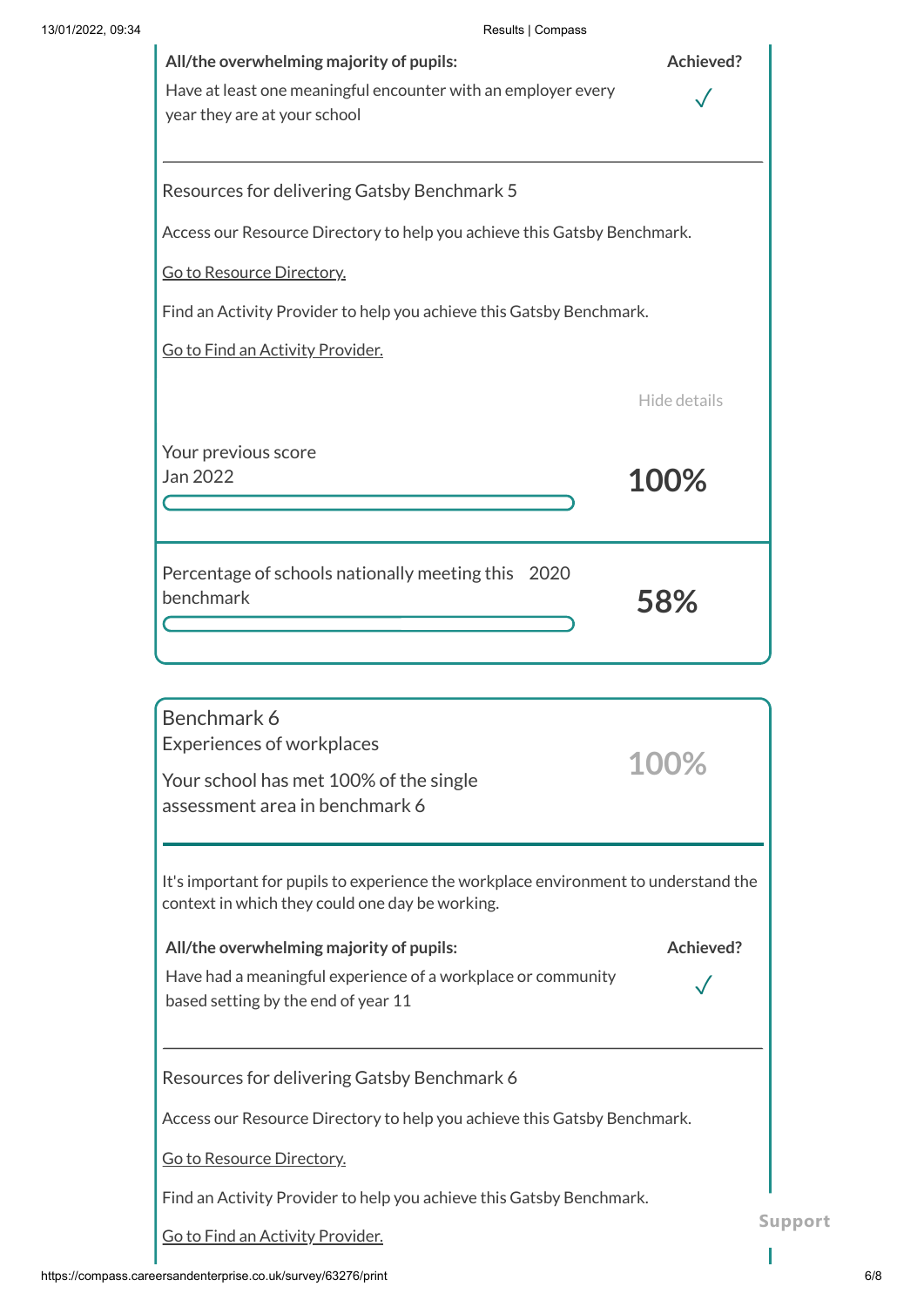| All/the overwhelming majority of pupils: | Achieved? |
| --- | --- |
| Have at least one meaningful encounter with an employer every year they are at your school | ✓ |

Resources for delivering Gatsby Benchmark 5

Access our Resource Directory to help you achieve this Gatsby Benchmark.

Go to Resource Directory.

Find an Activity Provider to help you achieve this Gatsby Benchmark.

Go to Find an Activity Provider.

Hide details

Your previous score
Jan 2022

**100%**

Percentage of schools nationally meeting this benchmark 2020

**58%**

## Benchmark 6
Experiences of workplaces

Your school has met 100% of the single assessment area in benchmark 6

**100%**

It's important for pupils to experience the workplace environment to understand the context in which they could one day be working.

| All/the overwhelming majority of pupils: | Achieved? |
| --- | --- |
| Have had a meaningful experience of a workplace or community based setting by the end of year 11 | ✓ |

Resources for delivering Gatsby Benchmark 6

Access our Resource Directory to help you achieve this Gatsby Benchmark.

Go to Resource Directory.

Find an Activity Provider to help you achieve this Gatsby Benchmark.

Go to Find an Activity Provider.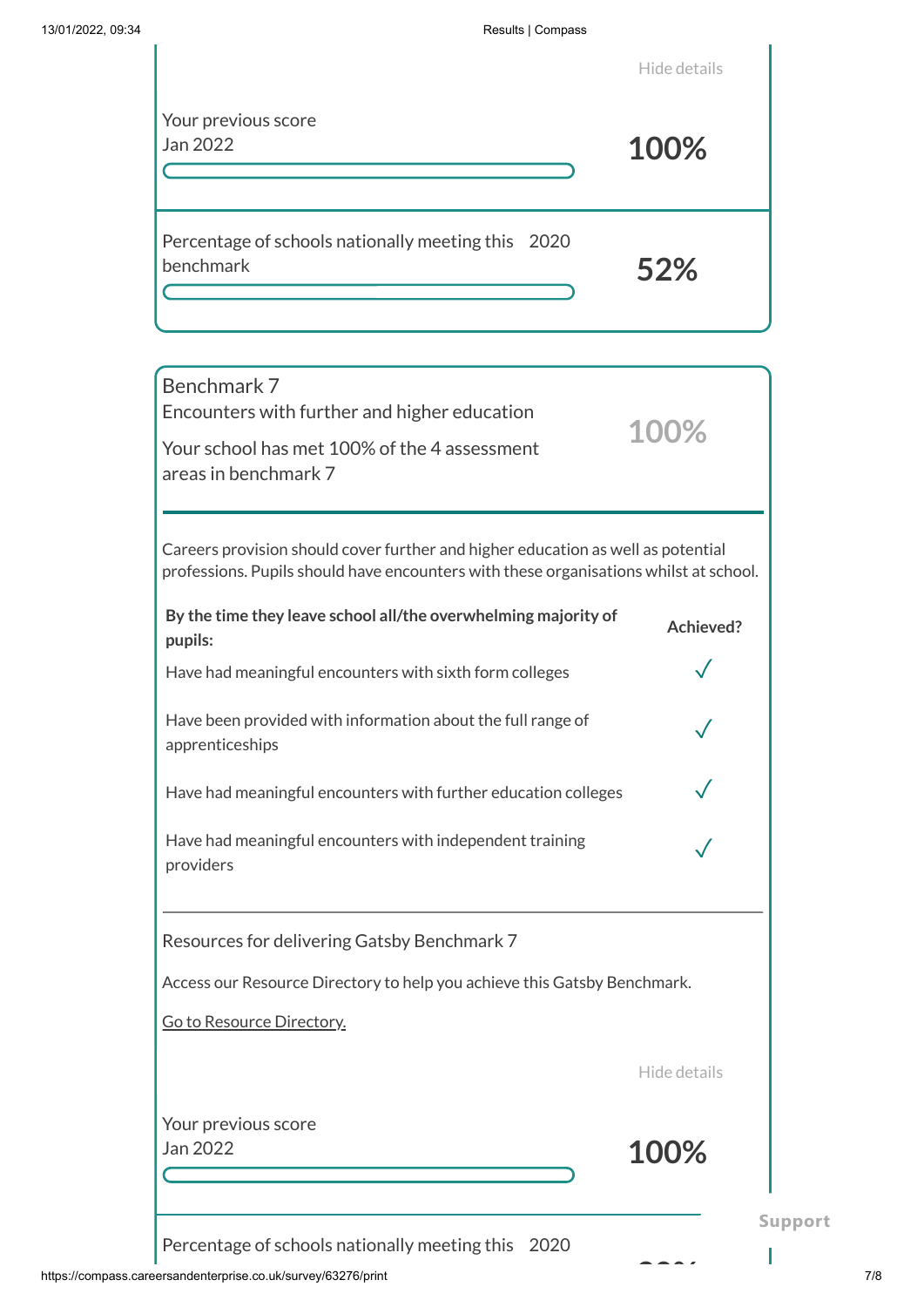Hide details

Your previous score
Jan 2022

**100%**

Percentage of schools nationally meeting this benchmark 2020

**52%**

## Benchmark 7
Encounters with further and higher education

Your school has met 100% of the 4 assessment areas in benchmark 7

**100%**

Careers provision should cover further and higher education as well as potential professions. Pupils should have encounters with these organisations whilst at school.

| **By the time they leave school all/the overwhelming majority of pupils:** | **Achieved?** |
|---|---|
| Have had meaningful encounters with sixth form colleges | ✓ |
| Have been provided with information about the full range of apprenticeships | ✓ |
| Have had meaningful encounters with further education colleges | ✓ |
| Have had meaningful encounters with independent training providers | ✓ |

Resources for delivering Gatsby Benchmark 7

Access our Resource Directory to help you achieve this Gatsby Benchmark.

Go to Resource Directory.

Hide details

Your previous score
Jan 2022

**100%**

Support

Percentage of schools nationally meeting this 2020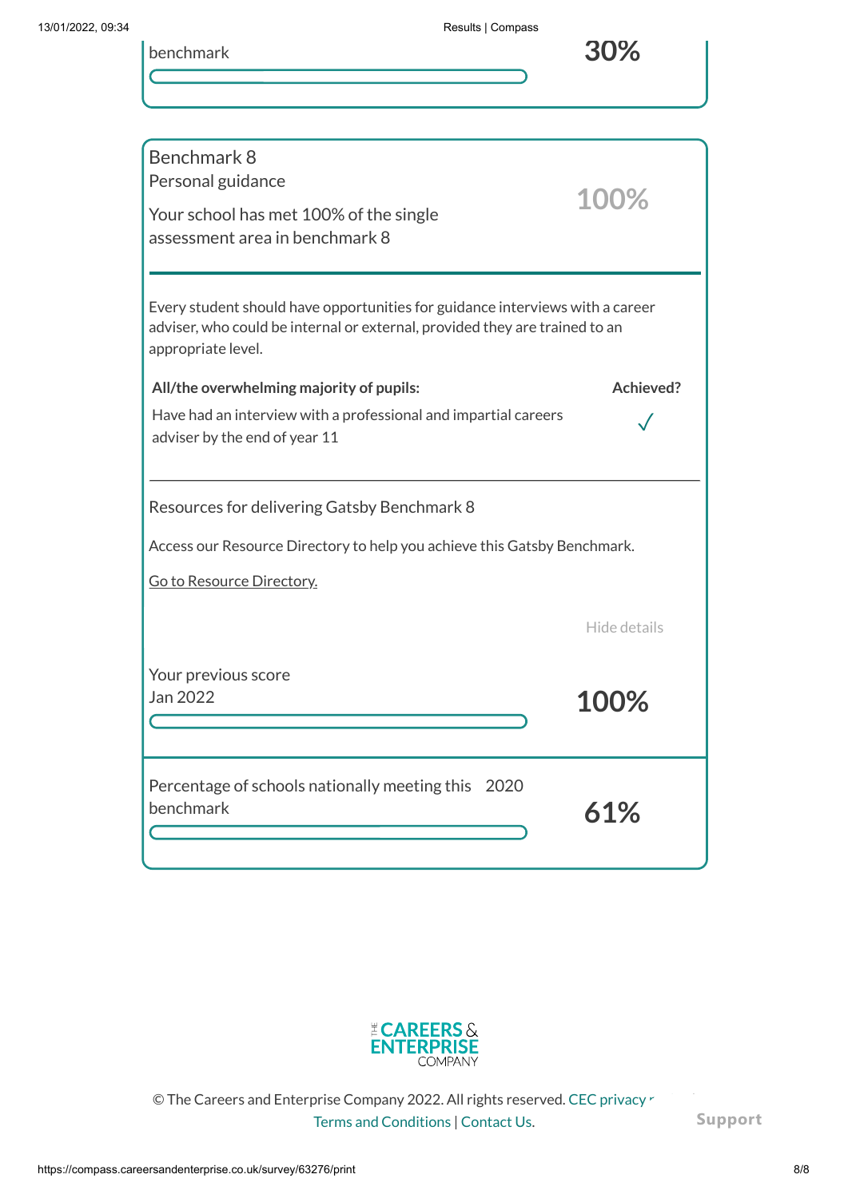benchmark

30%

Benchmark 8

Personal guidance

Your school has met 100% of the single assessment area in benchmark 8

100%

Every student should have opportunities for guidance interviews with a career adviser, who could be internal or external, provided they are trained to an appropriate level.

| All/the overwhelming majority of pupils: | Achieved? |
| --- | --- |
| Have had an interview with a professional and impartial careers adviser by the end of year 11 | ✓ |

Resources for delivering Gatsby Benchmark 8

Access our Resource Directory to help you achieve this Gatsby Benchmark.

Go to Resource Directory.

Hide details

Your previous score
Jan 2022

100%

Percentage of schools nationally meeting this benchmark 2020

61%

© The Careers and Enterprise Company 2022. All rights reserved. CEC privacy r
Terms and Conditions | Contact Us.

Support